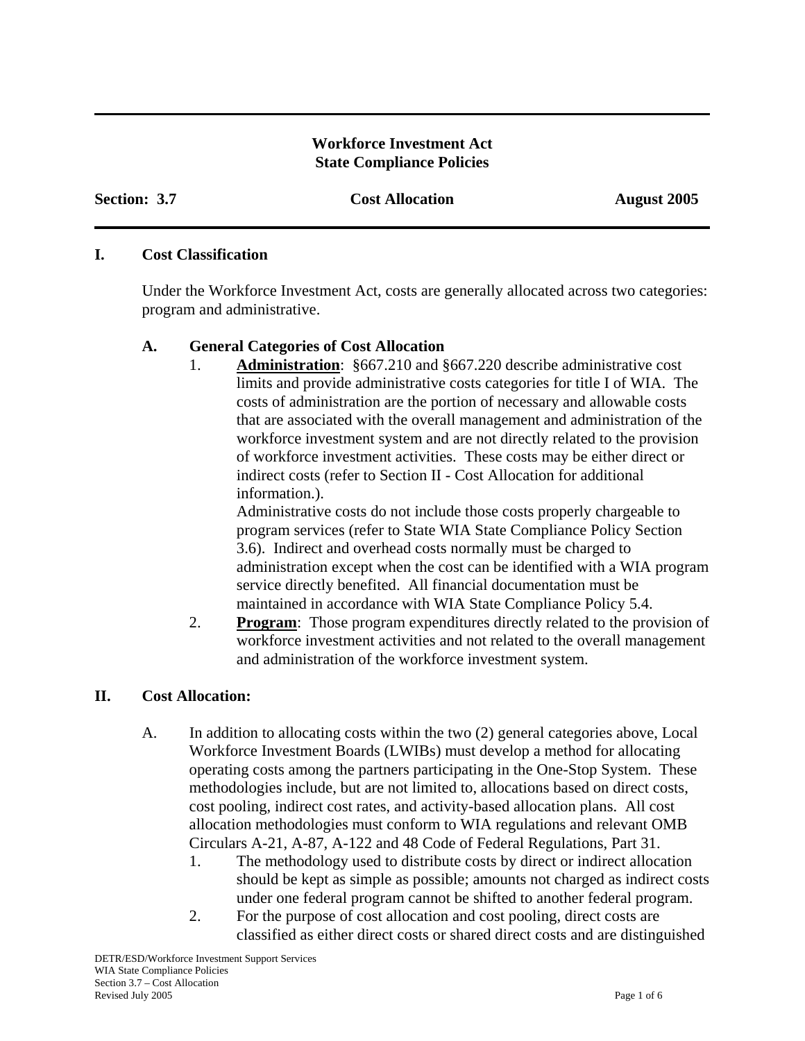**Workforce Investment Act**
**State Compliance Policies**

**Section: 3.7** **Cost Allocation** **August 2005**

## I. Cost Classification

Under the Workforce Investment Act, costs are generally allocated across two categories: program and administrative.

### A. General Categories of Cost Allocation

1. **Administration**: §667.210 and §667.220 describe administrative cost limits and provide administrative costs categories for title I of WIA. The costs of administration are the portion of necessary and allowable costs that are associated with the overall management and administration of the workforce investment system and are not directly related to the provision of workforce investment activities. These costs may be either direct or indirect costs (refer to Section II - Cost Allocation for additional information.).
   Administrative costs do not include those costs properly chargeable to program services (refer to State WIA Compliance Policy Section 3.6). Indirect and overhead costs normally must be charged to administration except when the cost can be identified with a WIA program service directly benefited. All financial documentation must be maintained in accordance with WIA State Compliance Policy 5.4.
2. **Program**: Those program expenditures directly related to the provision of workforce investment activities and not related to the overall management and administration of the workforce investment system.

## II. Cost Allocation:

A. In addition to allocating costs within the two (2) general categories above, Local Workforce Investment Boards (LWIBs) must develop a method for allocating operating costs among the partners participating in the One-Stop System. These methodologies include, but are not limited to, allocations based on direct costs, cost pooling, indirect cost rates, and activity-based allocation plans. All cost allocation methodologies must conform to WIA regulations and relevant OMB Circulars A-21, A-87, A-122 and 48 Code of Federal Regulations, Part 31.

1. The methodology used to distribute costs by direct or indirect allocation should be kept as simple as possible; amounts not charged as indirect costs under one federal program cannot be shifted to another federal program.
2. For the purpose of cost allocation and cost pooling, direct costs are classified as either direct costs or shared direct costs and are distinguished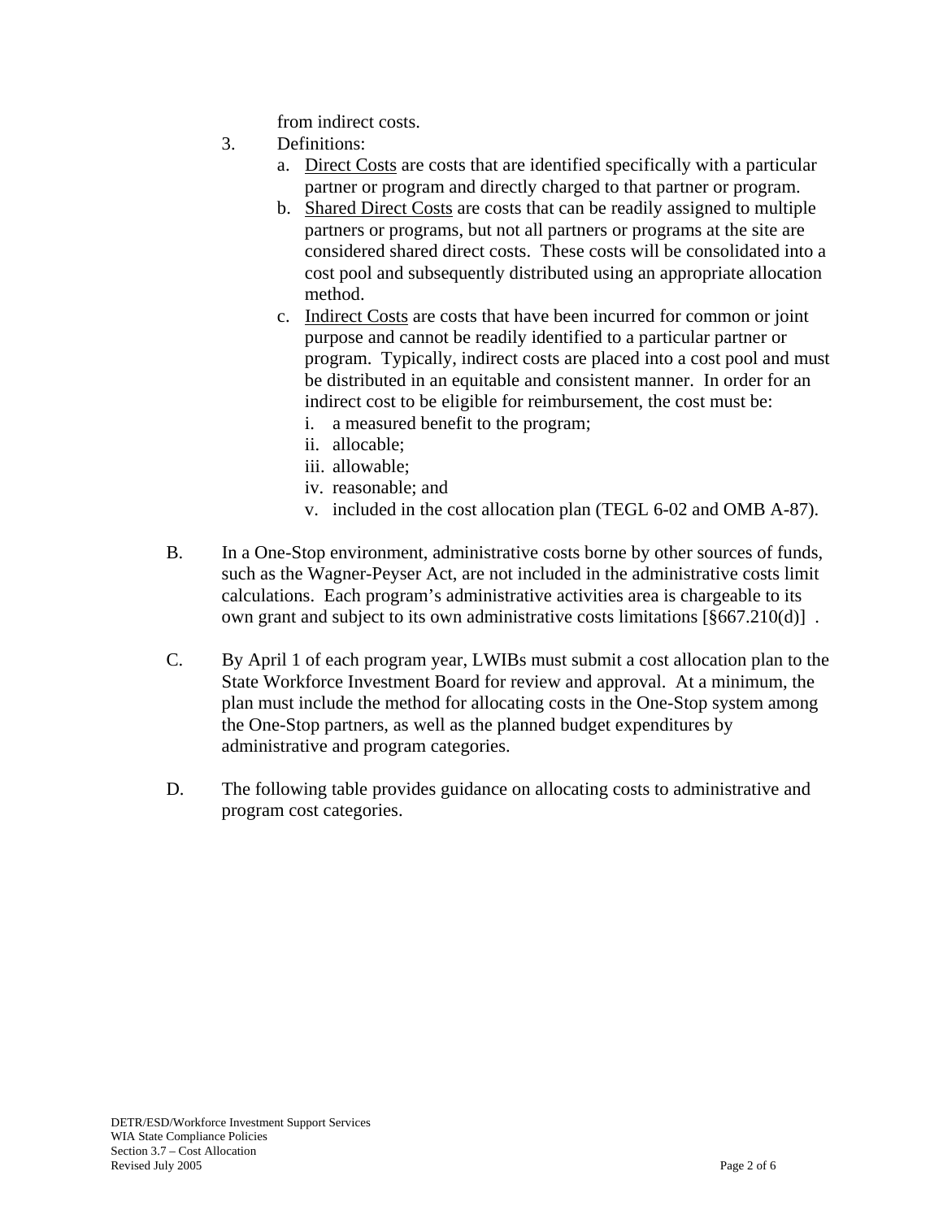from indirect costs.

3. Definitions:
   a. Direct Costs are costs that are identified specifically with a particular partner or program and directly charged to that partner or program.
   b. Shared Direct Costs are costs that can be readily assigned to multiple partners or programs, but not all partners or programs at the site are considered shared direct costs. These costs will be consolidated into a cost pool and subsequently distributed using an appropriate allocation method.
   c. Indirect Costs are costs that have been incurred for common or joint purpose and cannot be readily identified to a particular partner or program. Typically, indirect costs are placed into a cost pool and must be distributed in an equitable and consistent manner. In order for an indirect cost to be eligible for reimbursement, the cost must be:
      i. a measured benefit to the program;
      ii. allocable;
      iii. allowable;
      iv. reasonable; and
      v. included in the cost allocation plan (TEGL 6-02 and OMB A-87).

B. In a One-Stop environment, administrative costs borne by other sources of funds, such as the Wagner-Peyser Act, are not included in the administrative costs limit calculations. Each program's administrative activities area is chargeable to its own grant and subject to its own administrative costs limitations [§667.210(d)] .

C. By April 1 of each program year, LWIBs must submit a cost allocation plan to the State Workforce Investment Board for review and approval. At a minimum, the plan must include the method for allocating costs in the One-Stop system among the One-Stop partners, as well as the planned budget expenditures by administrative and program categories.

D. The following table provides guidance on allocating costs to administrative and program cost categories.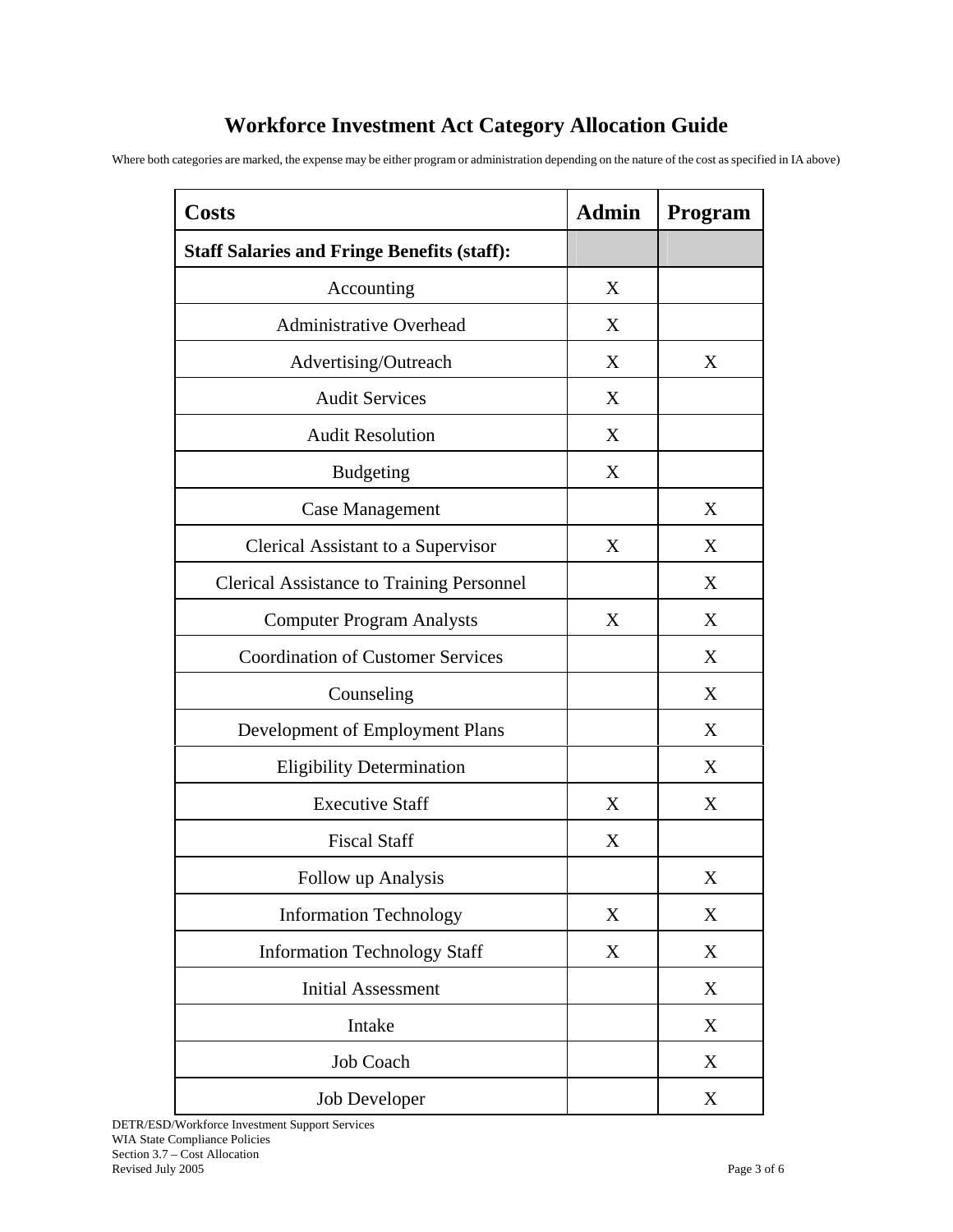# Workforce Investment Act Category Allocation Guide

Where both categories are marked, the expense may be either program or administration depending on the nature of the cost as specified in IA above)

| Costs | Admin | Program |
|---|---|---|
| **Staff Salaries and Fringe Benefits (staff):** | | |
| Accounting | X | |
| Administrative Overhead | X | |
| Advertising/Outreach | X | X |
| Audit Services | X | |
| Audit Resolution | X | |
| Budgeting | X | |
| Case Management | | X |
| Clerical Assistant to a Supervisor | X | X |
| Clerical Assistance to Training Personnel | | X |
| Computer Program Analysts | X | X |
| Coordination of Customer Services | | X |
| Counseling | | X |
| Development of Employment Plans | | X |
| Eligibility Determination | | X |
| Executive Staff | X | X |
| Fiscal Staff | X | |
| Follow up Analysis | | X |
| Information Technology | X | X |
| Information Technology Staff | X | X |
| Initial Assessment | | X |
| Intake | | X |
| Job Coach | | X |
| Job Developer | | X |

DETR/ESD/Workforce Investment Support Services
WIA State Compliance Policies
Section 3.7 – Cost Allocation
Revised July 2005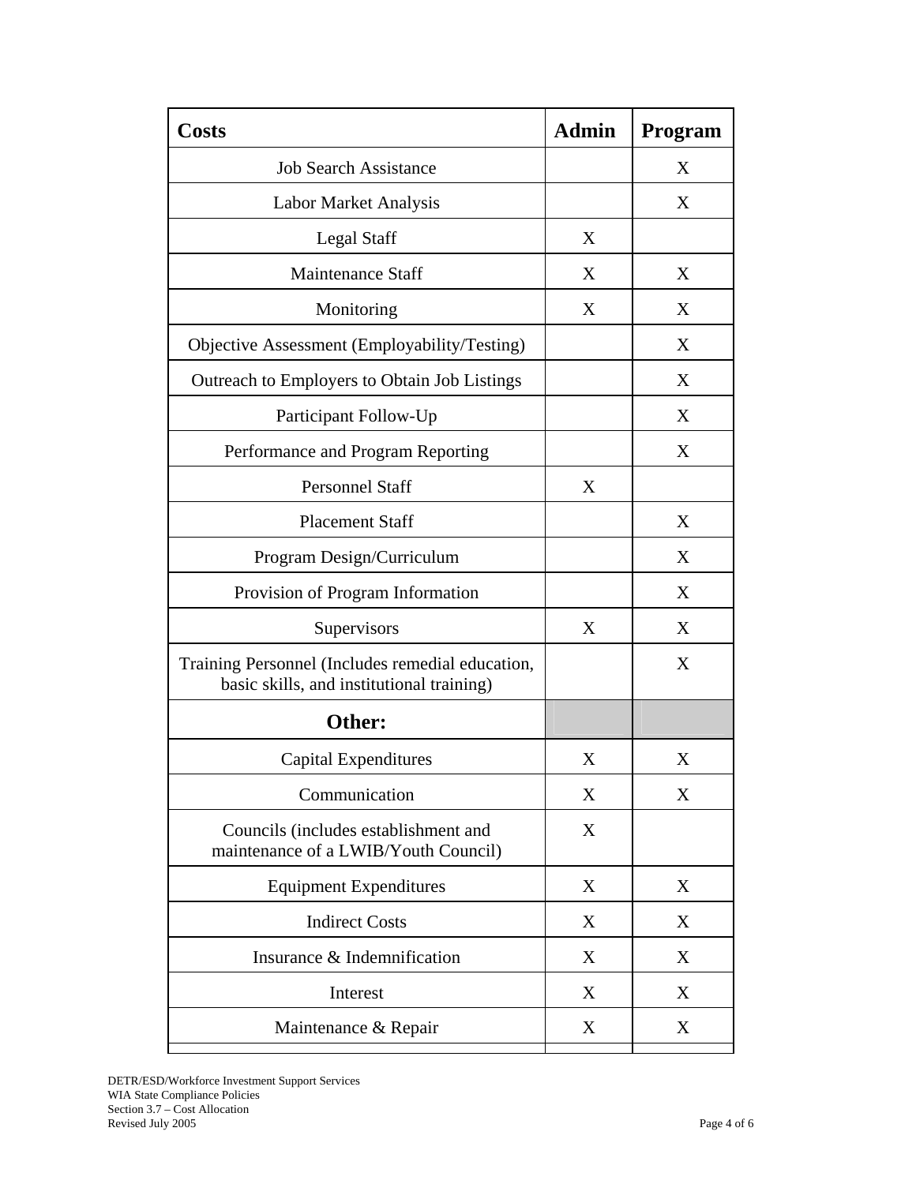| Costs | Admin | Program |
|---|---|---|
| Job Search Assistance | | X |
| Labor Market Analysis | | X |
| Legal Staff | X | |
| Maintenance Staff | X | X |
| Monitoring | X | X |
| Objective Assessment (Employability/Testing) | | X |
| Outreach to Employers to Obtain Job Listings | | X |
| Participant Follow-Up | | X |
| Performance and Program Reporting | | X |
| Personnel Staff | X | |
| Placement Staff | | X |
| Program Design/Curriculum | | X |
| Provision of Program Information | | X |
| Supervisors | X | X |
| Training Personnel (Includes remedial education, basic skills, and institutional training) | | X |
| **Other:** | | |
| Capital Expenditures | X | X |
| Communication | X | X |
| Councils (includes establishment and maintenance of a LWIB/Youth Council) | X | |
| Equipment Expenditures | X | X |
| Indirect Costs | X | X |
| Insurance & Indemnification | X | X |
| Interest | X | X |
| Maintenance & Repair | X | X |

DETR/ESD/Workforce Investment Support Services
WIA State Compliance Policies
Section 3.7 – Cost Allocation
Revised July 2005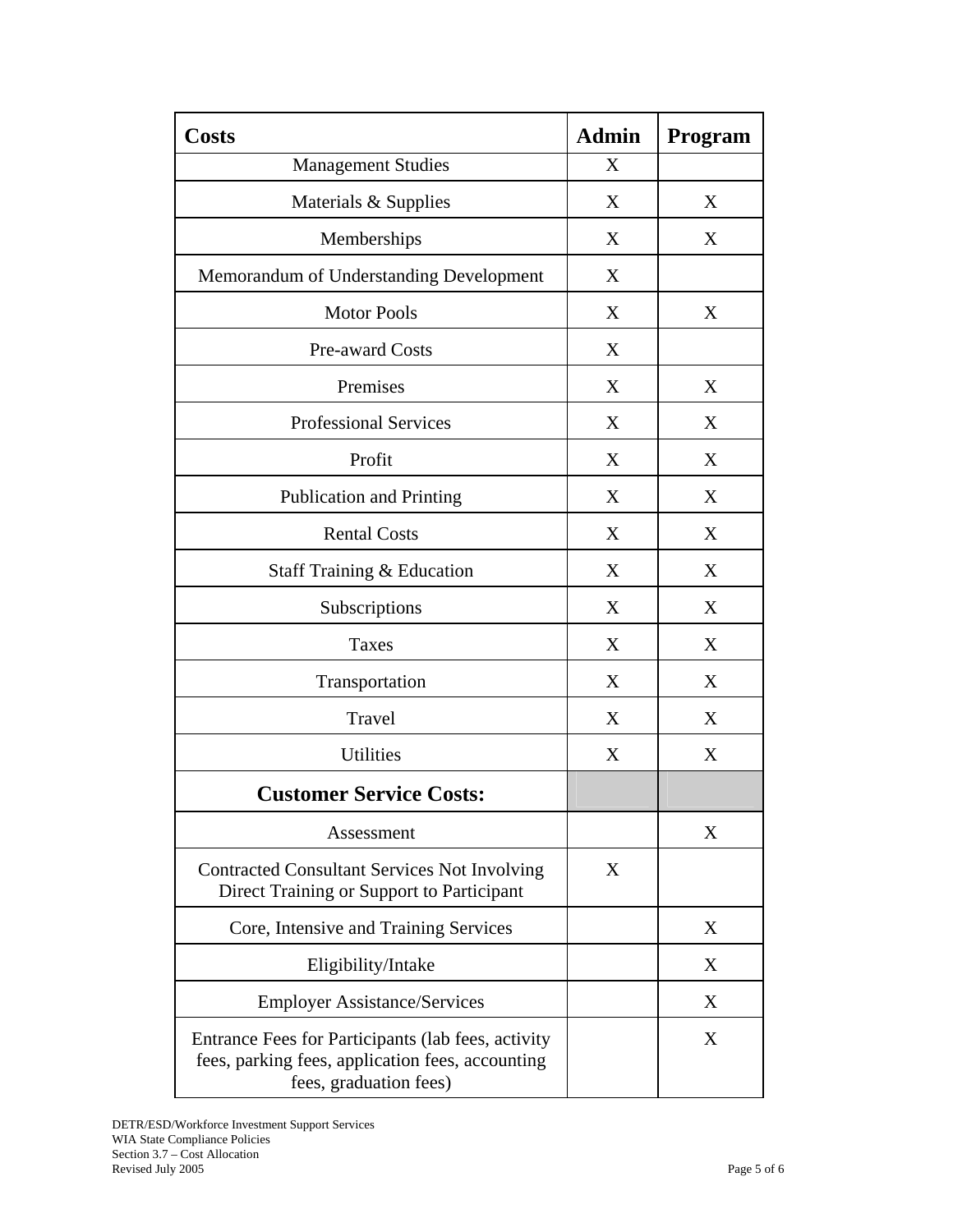| Costs | Admin | Program |
|---|---|---|
| Management Studies | X | |
| Materials & Supplies | X | X |
| Memberships | X | X |
| Memorandum of Understanding Development | X | |
| Motor Pools | X | X |
| Pre-award Costs | X | |
| Premises | X | X |
| Professional Services | X | X |
| Profit | X | X |
| Publication and Printing | X | X |
| Rental Costs | X | X |
| Staff Training & Education | X | X |
| Subscriptions | X | X |
| Taxes | X | X |
| Transportation | X | X |
| Travel | X | X |
| Utilities | X | X |
| **Customer Service Costs:** | | |
| Assessment | | X |
| Contracted Consultant Services Not Involving Direct Training or Support to Participant | X | |
| Core, Intensive and Training Services | | X |
| Eligibility/Intake | | X |
| Employer Assistance/Services | | X |
| Entrance Fees for Participants (lab fees, activity fees, parking fees, application fees, accounting fees, graduation fees) | | X |

DETR/ESD/Workforce Investment Support Services
WIA State Compliance Policies
Section 3.7 – Cost Allocation
Revised July 2005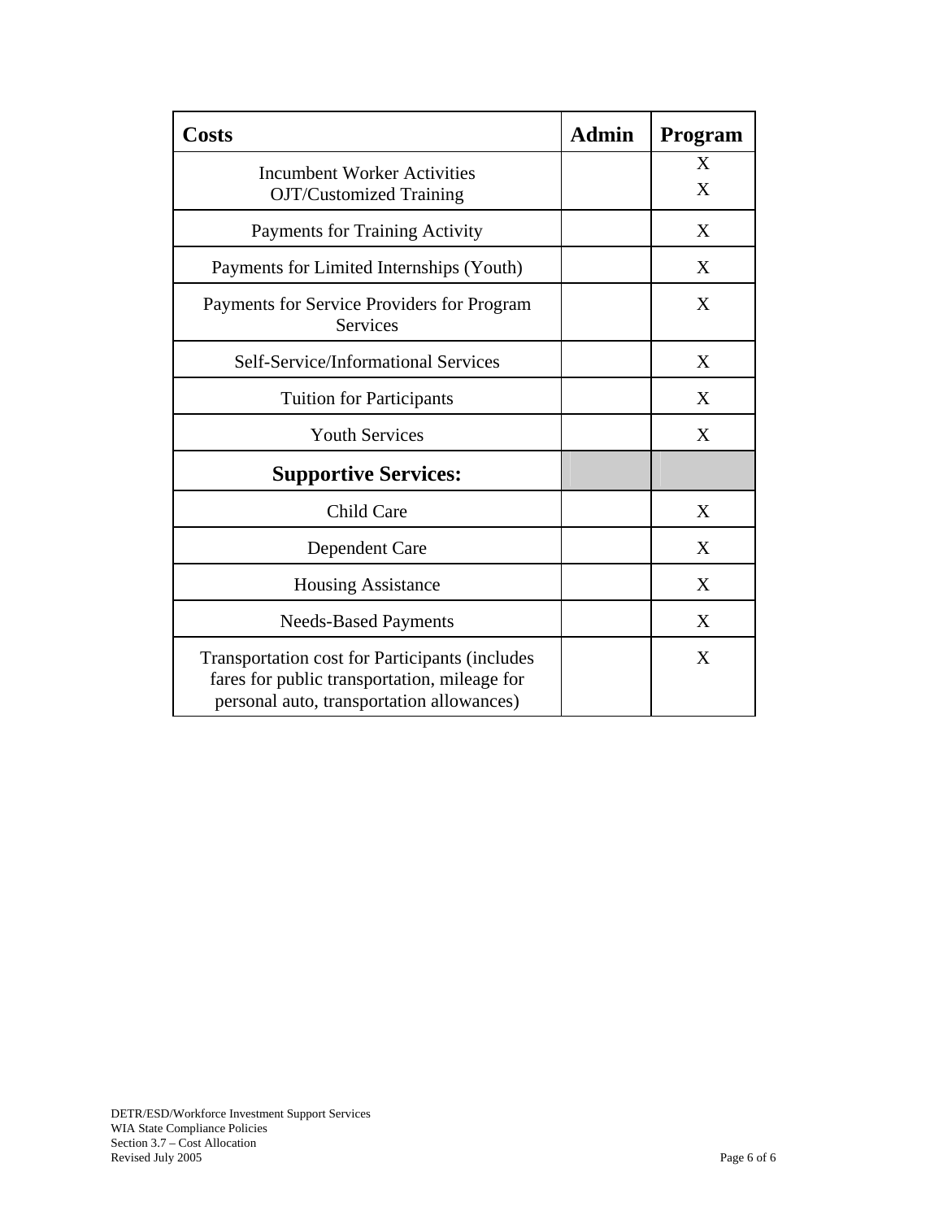| **Costs** | **Admin** | **Program** |
|---|---|---|
| Incumbent Worker Activities<br>OJT/Customized Training | | X<br>X |
| Payments for Training Activity | | X |
| Payments for Limited Internships (Youth) | | X |
| Payments for Service Providers for Program Services | | X |
| Self-Service/Informational Services | | X |
| Tuition for Participants | | X |
| Youth Services | | X |
| **Supportive Services:** | | |
| Child Care | | X |
| Dependent Care | | X |
| Housing Assistance | | X |
| Needs-Based Payments | | X |
| Transportation cost for Participants (includes fares for public transportation, mileage for personal auto, transportation allowances) | | X |